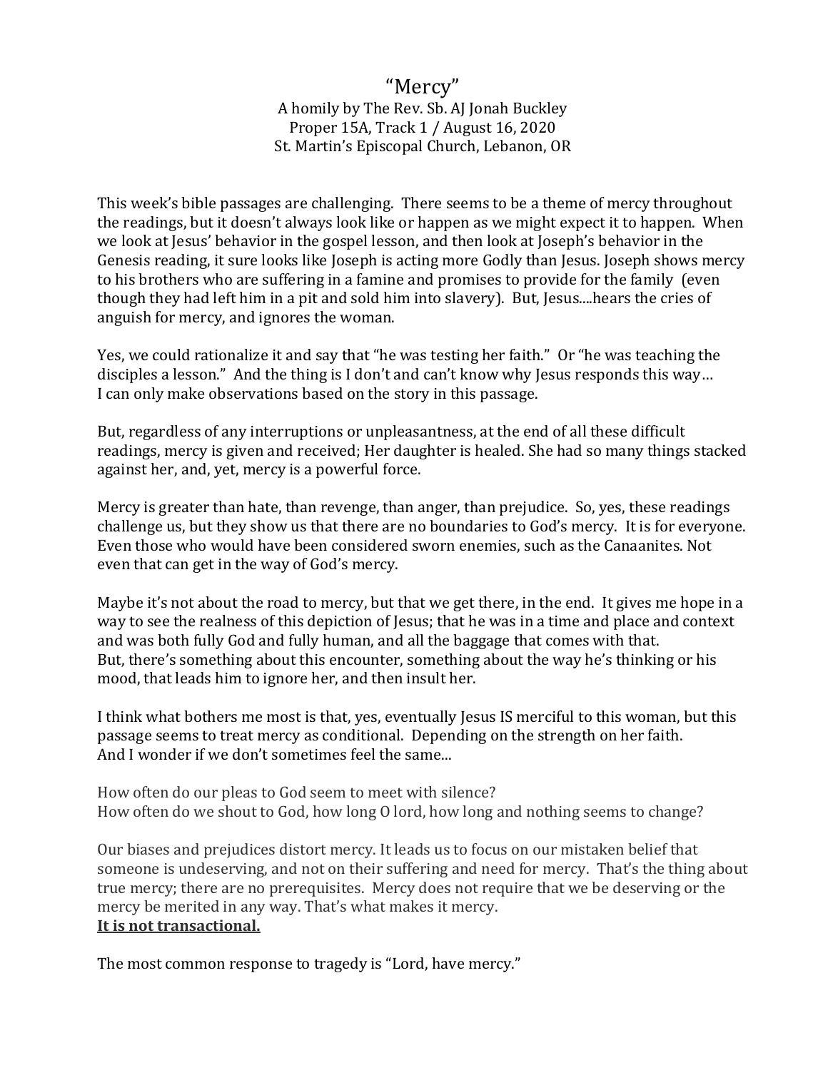# “Mercy”

A homily by The Rev. Sb. AJ Jonah Buckley
Proper 15A, Track 1 / August 16, 2020
St. Martin’s Episcopal Church, Lebanon, OR

This week’s bible passages are challenging. There seems to be a theme of mercy throughout the readings, but it doesn’t always look like or happen as we might expect it to happen. When we look at Jesus’ behavior in the gospel lesson, and then look at Joseph’s behavior in the Genesis reading, it sure looks like Joseph is acting more Godly than Jesus. Joseph shows mercy to his brothers who are suffering in a famine and promises to provide for the family (even though they had left him in a pit and sold him into slavery). But, Jesus....hears the cries of anguish for mercy, and ignores the woman.

Yes, we could rationalize it and say that “he was testing her faith.” Or “he was teaching the disciples a lesson.” And the thing is I don’t and can’t know why Jesus responds this way… I can only make observations based on the story in this passage.

But, regardless of any interruptions or unpleasantness, at the end of all these difficult readings, mercy is given and received; Her daughter is healed. She had so many things stacked against her, and, yet, mercy is a powerful force.

Mercy is greater than hate, than revenge, than anger, than prejudice. So, yes, these readings challenge us, but they show us that there are no boundaries to God’s mercy. It is for everyone. Even those who would have been considered sworn enemies, such as the Canaanites. Not even that can get in the way of God’s mercy.

Maybe it’s not about the road to mercy, but that we get there, in the end. It gives me hope in a way to see the realness of this depiction of Jesus; that he was in a time and place and context and was both fully God and fully human, and all the baggage that comes with that.
But, there’s something about this encounter, something about the way he’s thinking or his mood, that leads him to ignore her, and then insult her.

I think what bothers me most is that, yes, eventually Jesus IS merciful to this woman, but this passage seems to treat mercy as conditional. Depending on the strength on her faith.
And I wonder if we don’t sometimes feel the same...

How often do our pleas to God seem to meet with silence?
How often do we shout to God, how long O lord, how long and nothing seems to change?

Our biases and prejudices distort mercy. It leads us to focus on our mistaken belief that someone is undeserving, and not on their suffering and need for mercy. That’s the thing about true mercy; there are no prerequisites. Mercy does not require that we be deserving or the mercy be merited in any way. That’s what makes it mercy.
**<u>It is not transactional.</u>**

The most common response to tragedy is “Lord, have mercy.”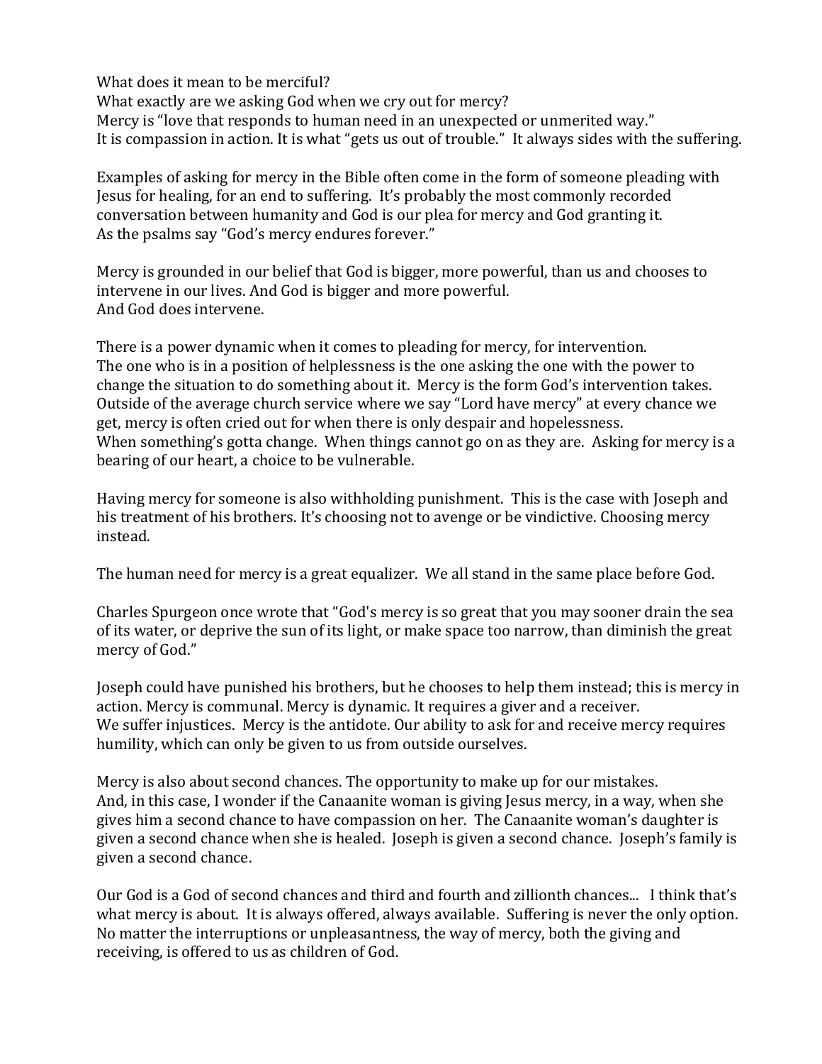What does it mean to be merciful?
What exactly are we asking God when we cry out for mercy?
Mercy is "love that responds to human need in an unexpected or unmerited way."
It is compassion in action. It is what "gets us out of trouble." It always sides with the suffering.

Examples of asking for mercy in the Bible often come in the form of someone pleading with Jesus for healing, for an end to suffering. It's probably the most commonly recorded conversation between humanity and God is our plea for mercy and God granting it.
As the psalms say "God's mercy endures forever."

Mercy is grounded in our belief that God is bigger, more powerful, than us and chooses to intervene in our lives. And God is bigger and more powerful.
And God does intervene.

There is a power dynamic when it comes to pleading for mercy, for intervention.
The one who is in a position of helplessness is the one asking the one with the power to change the situation to do something about it. Mercy is the form God's intervention takes.
Outside of the average church service where we say "Lord have mercy" at every chance we get, mercy is often cried out for when there is only despair and hopelessness.
When something's gotta change. When things cannot go on as they are. Asking for mercy is a bearing of our heart, a choice to be vulnerable.

Having mercy for someone is also withholding punishment. This is the case with Joseph and his treatment of his brothers. It's choosing not to avenge or be vindictive. Choosing mercy instead.

The human need for mercy is a great equalizer. We all stand in the same place before God.

Charles Spurgeon once wrote that "God's mercy is so great that you may sooner drain the sea of its water, or deprive the sun of its light, or make space too narrow, than diminish the great mercy of God."

Joseph could have punished his brothers, but he chooses to help them instead; this is mercy in action. Mercy is communal. Mercy is dynamic. It requires a giver and a receiver.
We suffer injustices. Mercy is the antidote. Our ability to ask for and receive mercy requires humility, which can only be given to us from outside ourselves.

Mercy is also about second chances. The opportunity to make up for our mistakes.
And, in this case, I wonder if the Canaanite woman is giving Jesus mercy, in a way, when she gives him a second chance to have compassion on her. The Canaanite woman's daughter is given a second chance when she is healed. Joseph is given a second chance. Joseph's family is given a second chance.

Our God is a God of second chances and third and fourth and zillionth chances... I think that's what mercy is about. It is always offered, always available. Suffering is never the only option. No matter the interruptions or unpleasantness, the way of mercy, both the giving and receiving, is offered to us as children of God.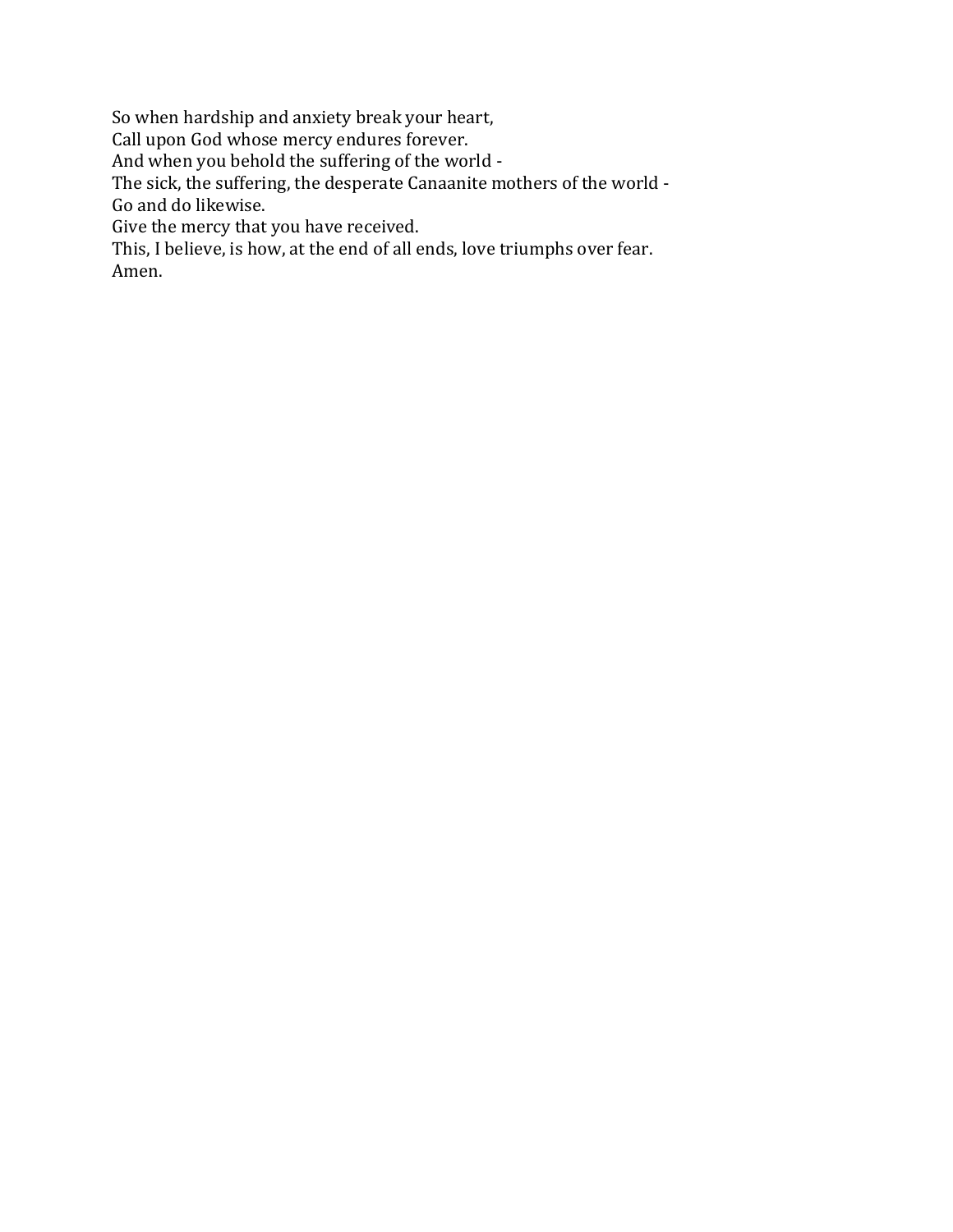So when hardship and anxiety break your heart,  
Call upon God whose mercy endures forever.  
And when you behold the suffering of the world -  
The sick, the suffering, the desperate Canaanite mothers of the world -  
Go and do likewise.  
Give the mercy that you have received.  
This, I believe, is how, at the end of all ends, love triumphs over fear.  
Amen.